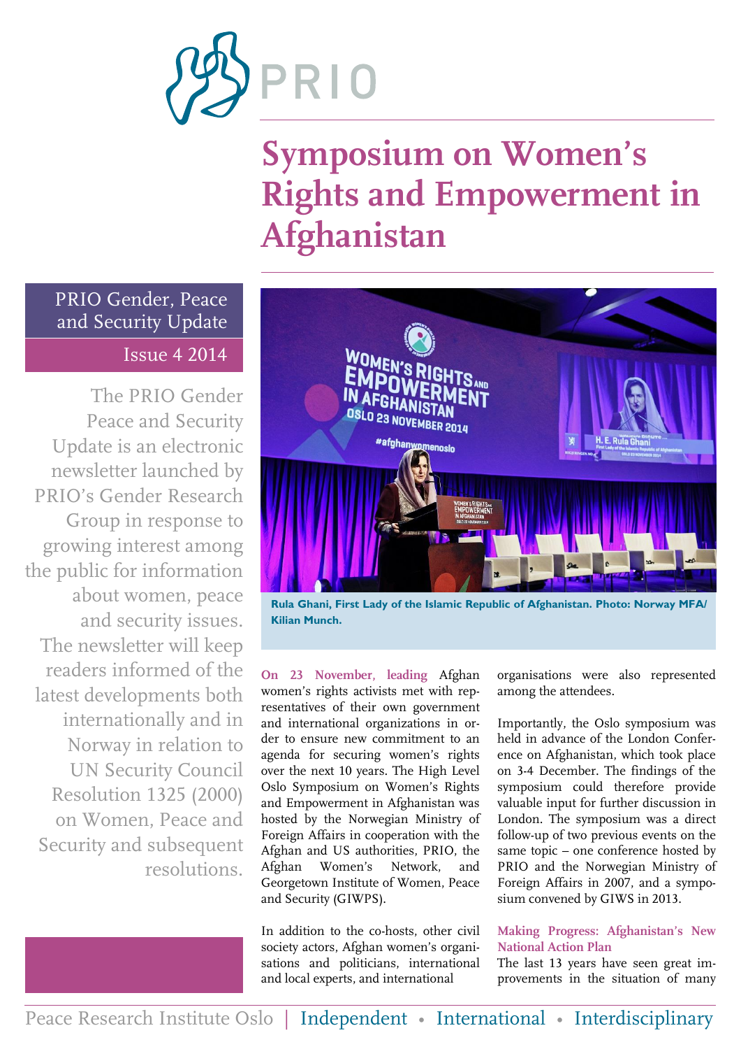PRIO

# Symposium on Women's Rights and Empowerment in Afghanistan

PRIO Gender, Peace and Security Update

Issue 4 2014

The PRIO Gender Peace and Security Update is an electronic newsletter launched by PRIO's Gender Research Group in response to growing interest among the public for information about women, peace and security issues. The newsletter will keep readers informed of the latest developments both internationally and in Norway in relation to UN Security Council Resolution 1325 (2000) on Women, Peace and Security and subsequent resolutions.

**Rula Ghani, First Lady of the Islamic Republic of Afghanistan. Photo: Norway MFA/ Kilian Munch.**

**On 23 November, leading** Afghan women's rights activists met with representatives of their own government and international organizations in order to ensure new commitment to an agenda for securing women's rights over the next 10 years. The High Level Oslo Symposium on Women's Rights and Empowerment in Afghanistan was hosted by the Norwegian Ministry of Foreign Affairs in cooperation with the Afghan and US authorities, PRIO, the Afghan Women's Network, and Georgetown Institute of Women, Peace and Security (GIWPS).

In addition to the co-hosts, other civil society actors, Afghan women's organisations and politicians, international and local experts, and international organisations were also represented among the attendees.

Importantly, the Oslo symposium was held in advance of the London Conference on Afghanistan, which took place on 3-4 December. The findings of the symposium could therefore provide valuable input for further discussion in London. The symposium was a direct follow-up of two previous events on the same topic – one conference hosted by PRIO and the Norwegian Ministry of Foreign Affairs in 2007, and a symposium convened by GIWS in 2013.

### Making Progress: Afghanistan's New National Action Plan

The last 13 years have seen great improvements in the situation of many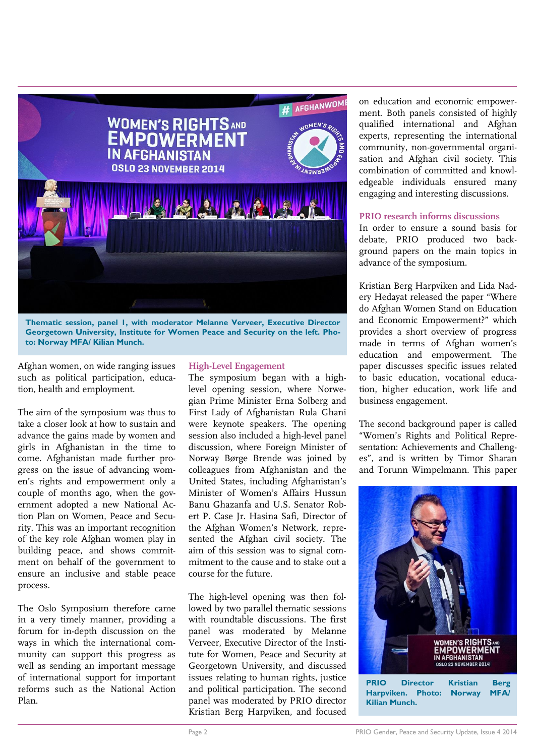Thematic session, panel 1, with moderator Melanne Verveer, Executive Director Georgetown University, Institute for Women Peace and Security on the left. Photo: Norway MFA/ Kilian Munch.

Afghan women, on wide ranging issues such as political participation, education, health and employment.

The aim of the symposium was thus to take a closer look at how to sustain and advance the gains made by women and girls in Afghanistan in the time to come. Afghanistan made further progress on the issue of advancing women's rights and empowerment only a couple of months ago, when the government adopted a new National Action Plan on Women, Peace and Security. This was an important recognition of the key role Afghan women play in building peace, and shows commitment on behalf of the government to ensure an inclusive and stable peace process.

The Oslo Symposium therefore came in a very timely manner, providing a forum for in-depth discussion on the ways in which the international community can support this progress as well as sending an important message of international support for important reforms such as the National Action Plan.

### High-Level Engagement

The symposium began with a high-level opening session, where Norwegian Prime Minister Erna Solberg and First Lady of Afghanistan Rula Ghani were keynote speakers. The opening session also included a high-level panel discussion, where Foreign Minister of Norway Børge Brende was joined by colleagues from Afghanistan and the United States, including Afghanistan's Minister of Women's Affairs Hussun Banu Ghazanfa and U.S. Senator Robert P. Case Jr. Hasina Safi, Director of the Afghan Women's Network, represented the Afghan civil society. The aim of this session was to signal commitment to the cause and to stake out a course for the future.

The high-level opening was then followed by two parallel thematic sessions with roundtable discussions. The first panel was moderated by Melanne Verveer, Executive Director of the Institute for Women, Peace and Security at Georgetown University, and discussed issues relating to human rights, justice and political participation. The second panel was moderated by PRIO director Kristian Berg Harpviken, and focused on education and economic empowerment. Both panels consisted of highly qualified international and Afghan experts, representing the international community, non-governmental organisation and Afghan civil society. This combination of committed and knowledgeable individuals ensured many engaging and interesting discussions.

### PRIO research informs discussions

In order to ensure a sound basis for debate, PRIO produced two background papers on the main topics in advance of the symposium.

Kristian Berg Harpviken and Lida Nadery Hedayat released the paper "Where do Afghan Women Stand on Education and Economic Empowerment?" which provides a short overview of progress made in terms of Afghan women's education and empowerment. The paper discusses specific issues related to basic education, vocational education, higher education, work life and business engagement.

The second background paper is called "Women's Rights and Political Representation: Achievements and Challenges", and is written by Timor Sharan and Torunn Wimpelmann. This paper

PRIO Director Kristian Berg Harpviken. Photo: Norway MFA/ Kilian Munch.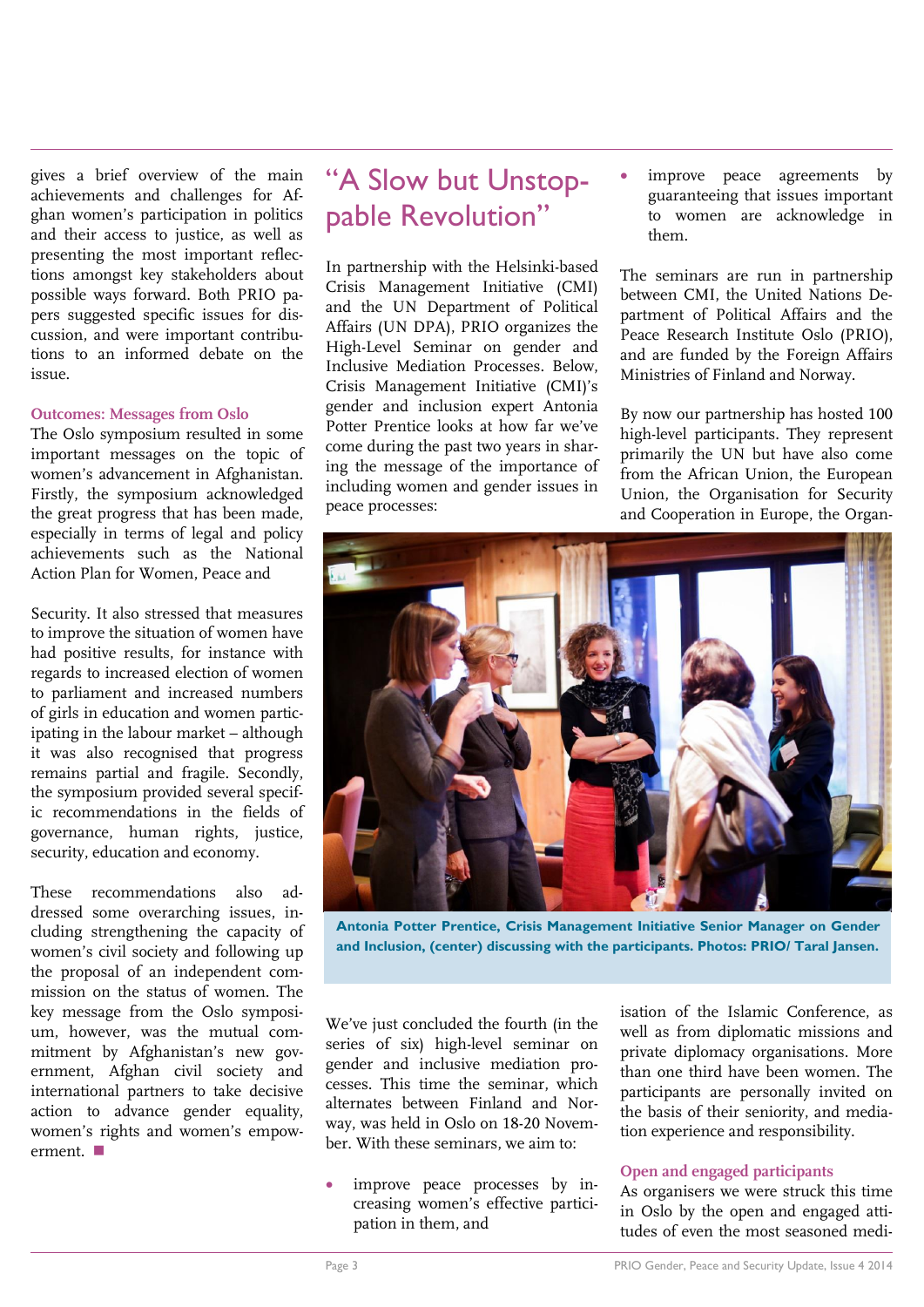gives a brief overview of the main achievements and challenges for Afghan women's participation in politics and their access to justice, as well as presenting the most important reflections amongst key stakeholders about possible ways forward. Both PRIO papers suggested specific issues for discussion, and were important contributions to an informed debate on the issue.

### Outcomes: Messages from Oslo

The Oslo symposium resulted in some important messages on the topic of women's advancement in Afghanistan. Firstly, the symposium acknowledged the great progress that has been made, especially in terms of legal and policy achievements such as the National Action Plan for Women, Peace and Security. It also stressed that measures to improve the situation of women have had positive results, for instance with regards to increased election of women to parliament and increased numbers of girls in education and women participating in the labour market – although it was also recognised that progress remains partial and fragile. Secondly, the symposium provided several specific recommendations in the fields of governance, human rights, justice, security, education and economy.

These recommendations also addressed some overarching issues, including strengthening the capacity of women's civil society and following up the proposal of an independent commission on the status of women. The key message from the Oslo symposium, however, was the mutual commitment by Afghanistan's new government, Afghan civil society and international partners to take decisive action to advance gender equality, women's rights and women's empowerment. ■

## "A Slow but Unstoppable Revolution"

In partnership with the Helsinki-based Crisis Management Initiative (CMI) and the UN Department of Political Affairs (UN DPA), PRIO organizes the High-Level Seminar on gender and Inclusive Mediation Processes. Below, Crisis Management Initiative (CMI)'s gender and inclusion expert Antonia Potter Prentice looks at how far we've come during the past two years in sharing the message of the importance of including women and gender issues in peace processes:

**Antonia Potter Prentice, Crisis Management Initiative Senior Manager on Gender and Inclusion, (center) discussing with the participants. Photos: PRIO/ Taral Jansen.**

We've just concluded the fourth (in the series of six) high-level seminar on gender and inclusive mediation processes. This time the seminar, which alternates between Finland and Norway, was held in Oslo on 18-20 November. With these seminars, we aim to:

- improve peace processes by increasing women's effective participation in them, and
- improve peace agreements by guaranteeing that issues important to women are acknowledge in them.

The seminars are run in partnership between CMI, the United Nations Department of Political Affairs and the Peace Research Institute Oslo (PRIO), and are funded by the Foreign Affairs Ministries of Finland and Norway.

By now our partnership has hosted 100 high-level participants. They represent primarily the UN but have also come from the African Union, the European Union, the Organisation for Security and Cooperation in Europe, the Organisation of the Islamic Conference, as well as from diplomatic missions and private diplomacy organisations. More than one third have been women. The participants are personally invited on the basis of their seniority, and mediation experience and responsibility.

### Open and engaged participants

As organisers we were struck this time in Oslo by the open and engaged attitudes of even the most seasoned medi-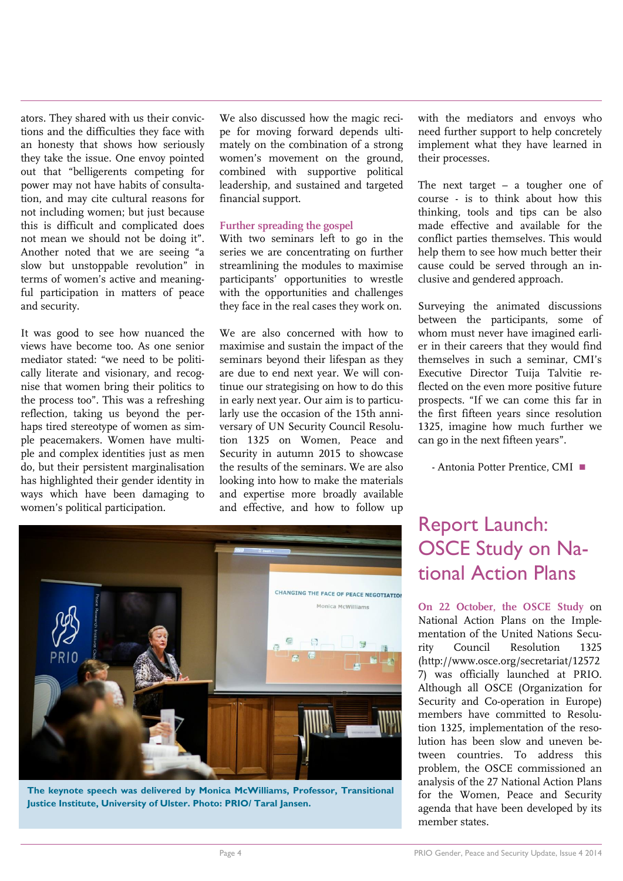ators. They shared with us their convictions and the difficulties they face with an honesty that shows how seriously they take the issue. One envoy pointed out that "belligerents competing for power may not have habits of consultation, and may cite cultural reasons for not including women; but just because this is difficult and complicated does not mean we should not be doing it". Another noted that we are seeing "a slow but unstoppable revolution" in terms of women's active and meaningful participation in matters of peace and security.

It was good to see how nuanced the views have become too. As one senior mediator stated: "we need to be politically literate and visionary, and recognise that women bring their politics to the process too". This was a refreshing reflection, taking us beyond the perhaps tired stereotype of women as simple peacemakers. Women have multiple and complex identities just as men do, but their persistent marginalisation has highlighted their gender identity in ways which have been damaging to women's political participation.

We also discussed how the magic recipe for moving forward depends ultimately on the combination of a strong women's movement on the ground, combined with supportive political leadership, and sustained and targeted financial support.

### Further spreading the gospel

With two seminars left to go in the series we are concentrating on further streamlining the modules to maximise participants' opportunities to wrestle with the opportunities and challenges they face in the real cases they work on.

We are also concerned with how to maximise and sustain the impact of the seminars beyond their lifespan as they are due to end next year. We will continue our strategising on how to do this in early next year. Our aim is to particularly use the occasion of the 15th anniversary of UN Security Council Resolution 1325 on Women, Peace and Security in autumn 2015 to showcase the results of the seminars. We are also looking into how to make the materials and expertise more broadly available and effective, and how to follow up with the mediators and envoys who need further support to help concretely implement what they have learned in their processes.

The next target – a tougher one of course - is to think about how this thinking, tools and tips can be also made effective and available for the conflict parties themselves. This would help them to see how much better their cause could be served through an inclusive and gendered approach.

Surveying the animated discussions between the participants, some of whom must never have imagined earlier in their careers that they would find themselves in such a seminar, CMI's Executive Director Tuija Talvitie reflected on the even more positive future prospects. "If we can come this far in the first fifteen years since resolution 1325, imagine how much further we can go in the next fifteen years".

- Antonia Potter Prentice, CMI ■

**The keynote speech was delivered by Monica McWilliams, Professor, Transitional Justice Institute, University of Ulster. Photo: PRIO/ Taral Jansen.**

## Report Launch: OSCE Study on National Action Plans

**On 22 October, the OSCE Study** on National Action Plans on the Implementation of the United Nations Security Council Resolution 1325 (http://www.osce.org/secretariat/125727) was officially launched at PRIO. Although all OSCE (Organization for Security and Co-operation in Europe) members have committed to Resolution 1325, implementation of the resolution has been slow and uneven between countries. To address this problem, the OSCE commissioned an analysis of the 27 National Action Plans for the Women, Peace and Security agenda that have been developed by its member states.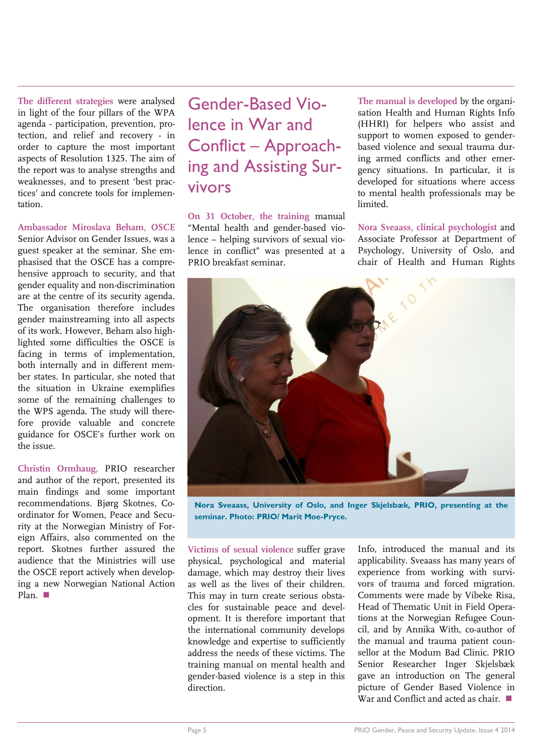**The different strategies** were analysed in light of the four pillars of the WPA agenda - participation, prevention, protection, and relief and recovery - in order to capture the most important aspects of Resolution 1325. The aim of the report was to analyse strengths and weaknesses, and to present 'best practices' and concrete tools for implementation.

**Ambassador Miroslava Beham, OSCE** Senior Advisor on Gender Issues, was a guest speaker at the seminar. She emphasised that the OSCE has a comprehensive approach to security, and that gender equality and non-discrimination are at the centre of its security agenda. The organisation therefore includes gender mainstreaming into all aspects of its work. However, Beham also highlighted some difficulties the OSCE is facing in terms of implementation, both internally and in different member states. In particular, she noted that the situation in Ukraine exemplifies some of the remaining challenges to the WPS agenda. The study will therefore provide valuable and concrete guidance for OSCE's further work on the issue.

**Christin Ormhaug,** PRIO researcher and author of the report, presented its main findings and some important recommendations. Bjørg Skotnes, Coordinator for Women, Peace and Security at the Norwegian Ministry of Foreign Affairs, also commented on the report. Skotnes further assured the audience that the Ministries will use the OSCE report actively when developing a new Norwegian National Action Plan. ■

# Gender-Based Violence in War and Conflict – Approaching and Assisting Survivors

**On 31 October, the training** manual "Mental health and gender-based violence – helping survivors of sexual violence in conflict" was presented at a PRIO breakfast seminar.

**The manual is developed** by the organisation Health and Human Rights Info (HHRI) for helpers who assist and support to women exposed to gender-based violence and sexual trauma during armed conflicts and other emergency situations. In particular, it is developed for situations where access to mental health professionals may be limited.

**Nora Sveaass, clinical psychologist** and Associate Professor at Department of Psychology, University of Oslo, and chair of Health and Human Rights Info, introduced the manual and its applicability. Sveaass has many years of experience from working with survivors of trauma and forced migration. Comments were made by Vibeke Risa, Head of Thematic Unit in Field Operations at the Norwegian Refugee Council, and by Annika With, co-author of the manual and trauma patient counsellor at the Modum Bad Clinic. PRIO Senior Researcher Inger Skjelsbæk gave an introduction on The general picture of Gender Based Violence in War and Conflict and acted as chair. ■

**Nora Sveaass, University of Oslo, and Inger Skjelsbæk, PRIO, presenting at the seminar. Photo: PRIO/ Marit Moe-Pryce.**

**Victims of sexual violence** suffer grave physical, psychological and material damage, which may destroy their lives as well as the lives of their children. This may in turn create serious obstacles for sustainable peace and development. It is therefore important that the international community develops knowledge and expertise to sufficiently address the needs of these victims. The training manual on mental health and gender-based violence is a step in this direction.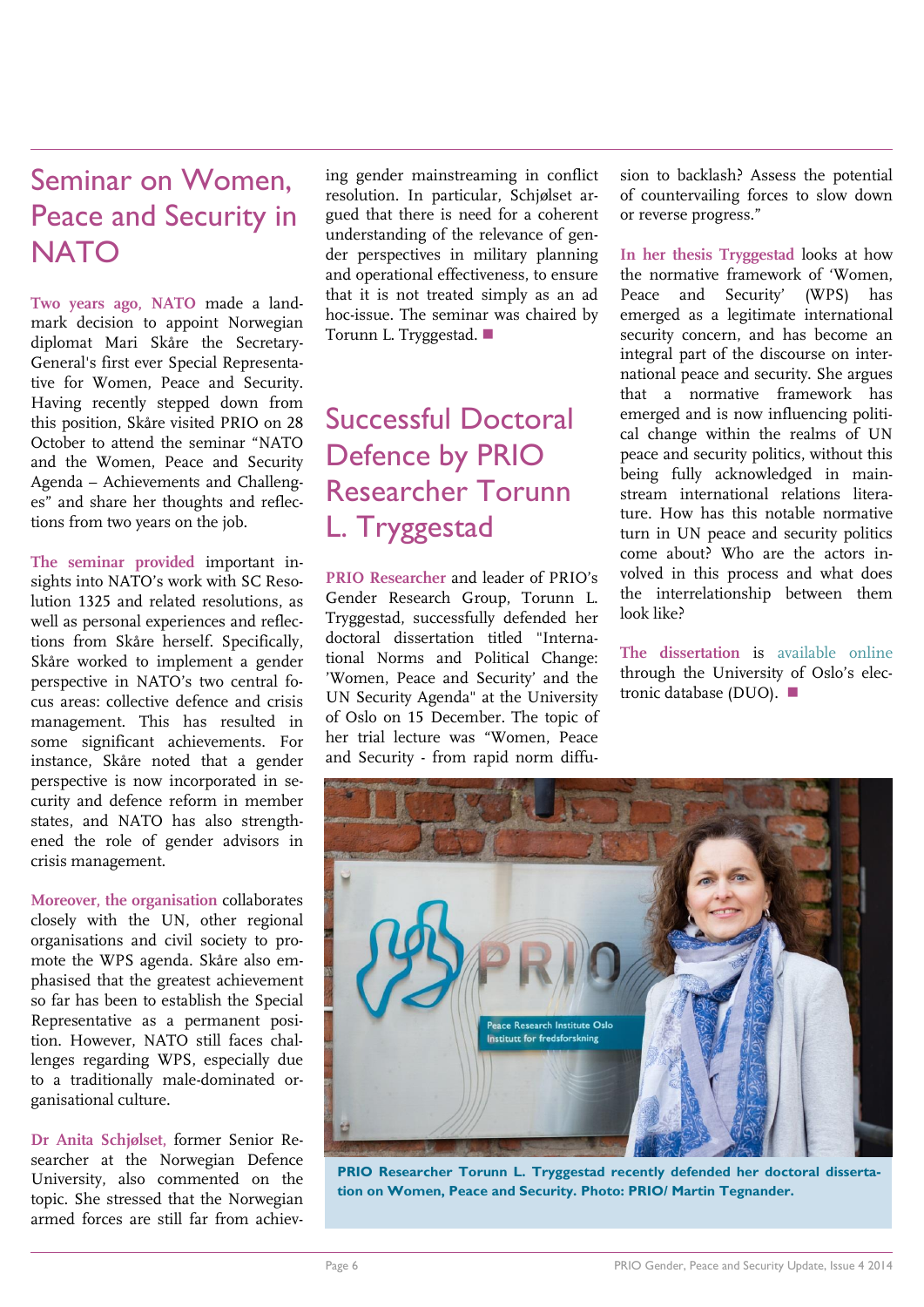# Seminar on Women, Peace and Security in NATO

**Two years ago, NATO** made a landmark decision to appoint Norwegian diplomat Mari Skåre the Secretary-General's first ever Special Representative for Women, Peace and Security. Having recently stepped down from this position, Skåre visited PRIO on 28 October to attend the seminar "NATO and the Women, Peace and Security Agenda – Achievements and Challenges" and share her thoughts and reflections from two years on the job.

**The seminar provided** important insights into NATO's work with SC Resolution 1325 and related resolutions, as well as personal experiences and reflections from Skåre herself. Specifically, Skåre worked to implement a gender perspective in NATO's two central focus areas: collective defence and crisis management. This has resulted in some significant achievements. For instance, Skåre noted that a gender perspective is now incorporated in security and defence reform in member states, and NATO has also strengthened the role of gender advisors in crisis management.

**Moreover, the organisation** collaborates closely with the UN, other regional organisations and civil society to promote the WPS agenda. Skåre also emphasised that the greatest achievement so far has been to establish the Special Representative as a permanent position. However, NATO still faces challenges regarding WPS, especially due to a traditionally male-dominated organisational culture.

**Dr Anita Schjølset,** former Senior Researcher at the Norwegian Defence University, also commented on the topic. She stressed that the Norwegian armed forces are still far from achieving gender mainstreaming in conflict resolution. In particular, Schjølset argued that there is need for a coherent understanding of the relevance of gender perspectives in military planning and operational effectiveness, to ensure that it is not treated simply as an ad hoc-issue. The seminar was chaired by Torunn L. Tryggestad. ■

# Successful Doctoral Defence by PRIO Researcher Torunn L. Tryggestad

**PRIO Researcher** and leader of PRIO's Gender Research Group, Torunn L. Tryggestad, successfully defended her doctoral dissertation titled "International Norms and Political Change: 'Women, Peace and Security' and the UN Security Agenda" at the University of Oslo on 15 December. The topic of her trial lecture was "Women, Peace and Security - from rapid norm diffusion to backlash? Assess the potential of countervailing forces to slow down or reverse progress."

**In her thesis Tryggestad** looks at how the normative framework of 'Women, Peace and Security' (WPS) has emerged as a legitimate international security concern, and has become an integral part of the discourse on international peace and security. She argues that a normative framework has emerged and is now influencing political change within the realms of UN peace and security politics, without this being fully acknowledged in mainstream international relations literature. How has this notable normative turn in UN peace and security politics come about? Who are the actors involved in this process and what does the interrelationship between them look like?

**The dissertation** is available online through the University of Oslo's electronic database (DUO). ■

**PRIO Researcher Torunn L. Tryggestad recently defended her doctoral dissertation on Women, Peace and Security. Photo: PRIO/ Martin Tegnander.**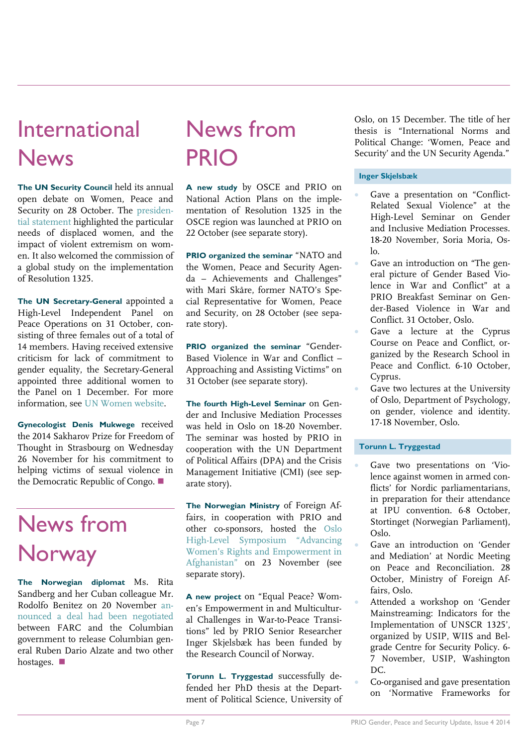# International News

**The UN Security Council** held its annual open debate on Women, Peace and Security on 28 October. The presidential statement highlighted the particular needs of displaced women, and the impact of violent extremism on women. It also welcomed the commission of a global study on the implementation of Resolution 1325.

**The UN Secretary-General** appointed a High-Level Independent Panel on Peace Operations on 31 October, consisting of three females out of a total of 14 members. Having received extensive criticism for lack of commitment to gender equality, the Secretary-General appointed three additional women to the Panel on 1 December. For more information, see UN Women website.

**Gynecologist Denis Mukwege** received the 2014 Sakharov Prize for Freedom of Thought in Strasbourg on Wednesday 26 November for his commitment to helping victims of sexual violence in the Democratic Republic of Congo. ■

# News from Norway

**The Norwegian diplomat** Ms. Rita Sandberg and her Cuban colleague Mr. Rodolfo Benitez on 20 November announced a deal had been negotiated between FARC and the Columbian government to release Columbian general Ruben Dario Alzate and two other hostages. ■

# News from PRIO

**A new study** by OSCE and PRIO on National Action Plans on the implementation of Resolution 1325 in the OSCE region was launched at PRIO on 22 October (see separate story).

**PRIO organized the seminar** "NATO and the Women, Peace and Security Agenda – Achievements and Challenges" with Mari Skåre, former NATO's Special Representative for Women, Peace and Security, on 28 October (see separate story).

**PRIO organized the seminar** "Gender-Based Violence in War and Conflict – Approaching and Assisting Victims" on 31 October (see separate story).

**The fourth High-Level Seminar** on Gender and Inclusive Mediation Processes was held in Oslo on 18-20 November. The seminar was hosted by PRIO in cooperation with the UN Department of Political Affairs (DPA) and the Crisis Management Initiative (CMI) (see separate story).

**The Norwegian Ministry** of Foreign Affairs, in cooperation with PRIO and other co-sponsors, hosted the Oslo High-Level Symposium "Advancing Women's Rights and Empowerment in Afghanistan" on 23 November (see separate story).

**A new project** on "Equal Peace? Women's Empowerment in and Multicultural Challenges in War-to-Peace Transitions" led by PRIO Senior Researcher Inger Skjelsbæk has been funded by the Research Council of Norway.

**Torunn L. Tryggestad** successfully defended her PhD thesis at the Department of Political Science, University of Oslo, on 15 December. The title of her thesis is "International Norms and Political Change: 'Women, Peace and Security' and the UN Security Agenda."

### Inger Skjelsbæk

- Gave a presentation on "Conflict-Related Sexual Violence" at the High-Level Seminar on Gender and Inclusive Mediation Processes. 18-20 November, Soria Moria, Oslo.
- Gave an introduction on "The general picture of Gender Based Violence in War and Conflict" at a PRIO Breakfast Seminar on Gender-Based Violence in War and Conflict. 31 October, Oslo.
- Gave a lecture at the Cyprus Course on Peace and Conflict, organized by the Research School in Peace and Conflict. 6-10 October, Cyprus.
- Gave two lectures at the University of Oslo, Department of Psychology, on gender, violence and identity. 17-18 November, Oslo.

### Torunn L. Tryggestad

- Gave two presentations on 'Violence against women in armed conflicts' for Nordic parliamentarians, in preparation for their attendance at IPU convention. 6-8 October, Stortinget (Norwegian Parliament), Oslo.
- Gave an introduction on 'Gender and Mediation' at Nordic Meeting on Peace and Reconciliation. 28 October, Ministry of Foreign Affairs, Oslo.
- Attended a workshop on 'Gender Mainstreaming: Indicators for the Implementation of UNSCR 1325', organized by USIP, WIIS and Belgrade Centre for Security Policy. 6-7 November, USIP, Washington DC.
- Co-organised and gave presentation on 'Normative Frameworks for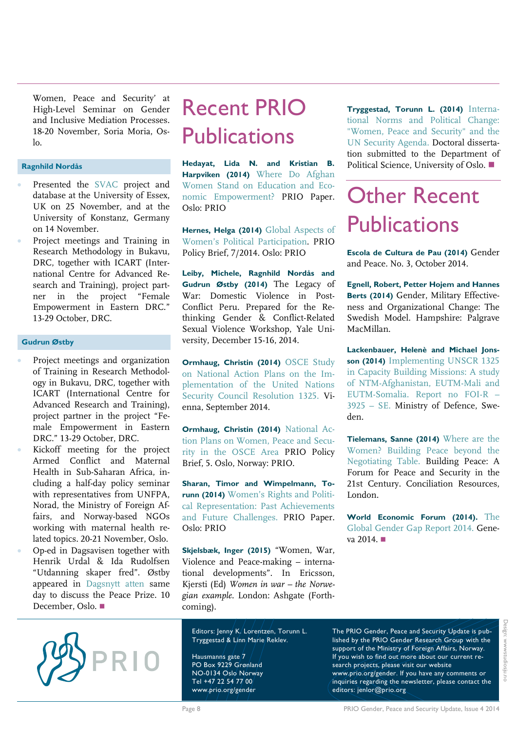Women, Peace and Security' at High-Level Seminar on Gender and Inclusive Mediation Processes. 18-20 November, Soria Moria, Oslo.

### Ragnhild Nordås

- Presented the SVAC project and database at the University of Essex, UK on 25 November, and at the University of Konstanz, Germany on 14 November.
- Project meetings and Training in Research Methodology in Bukavu, DRC, together with ICART (International Centre for Advanced Research and Training), project partner in the project "Female Empowerment in Eastern DRC." 13-29 October, DRC.

### Gudrun Østby

- Project meetings and organization of Training in Research Methodology in Bukavu, DRC, together with ICART (International Centre for Advanced Research and Training), project partner in the project "Female Empowerment in Eastern DRC." 13-29 October, DRC.
- Kickoff meeting for the project Armed Conflict and Maternal Health in Sub-Saharan Africa, including a half-day policy seminar with representatives from UNFPA, Norad, the Ministry of Foreign Affairs, and Norway-based NGOs working with maternal health related topics. 20-21 November, Oslo.
- Op-ed in Dagsavisen together with Henrik Urdal & Ida Rudolfsen "Utdanning skaper fred". Østby appeared in Dagsnytt atten same day to discuss the Peace Prize. 10 December, Oslo. ■

# Recent PRIO Publications

**Hedayat, Lida N. and Kristian B. Harpviken (2014)** Where Do Afghan Women Stand on Education and Economic Empowerment? PRIO Paper. Oslo: PRIO

**Hernes, Helga (2014)** Global Aspects of Women's Political Participation. PRIO Policy Brief, 7/2014. Oslo: PRIO

**Leiby, Michele, Ragnhild Nordås and Gudrun Østby (2014)** The Legacy of War: Domestic Violence in Post-Conflict Peru. Prepared for the Rethinking Gender & Conflict-Related Sexual Violence Workshop, Yale University, December 15-16, 2014.

**Ormhaug, Christin (2014)** OSCE Study on National Action Plans on the Implementation of the United Nations Security Council Resolution 1325. Vienna, September 2014.

**Ormhaug, Christin (2014)** National Action Plans on Women, Peace and Security in the OSCE Area PRIO Policy Brief, 5. Oslo, Norway: PRIO.

**Sharan, Timor and Wimpelmann, Torunn (2014)** Women's Rights and Political Representation: Past Achievements and Future Challenges. PRIO Paper. Oslo: PRIO

**Skjelsbæk, Inger (2015)** "Women, War, Violence and Peace-making – international developments". In Ericsson, Kjersti (Ed) *Women in war – the Norwegian example*. London: Ashgate (Forthcoming).

**Tryggestad, Torunn L. (2014)** International Norms and Political Change: "Women, Peace and Security" and the UN Security Agenda. Doctoral dissertation submitted to the Department of Political Science, University of Oslo. ■

# Other Recent Publications

**Escola de Cultura de Pau (2014)** Gender and Peace. No. 3, October 2014.

**Egnell, Robert, Petter Hojem and Hannes Berts (2014)** Gender, Military Effectiveness and Organizational Change: The Swedish Model. Hampshire: Palgrave MacMillan.

**Lackenbauer, Helenè and Michael Jonsson (2014)** Implementing UNSCR 1325 in Capacity Building Missions: A study of NTM-Afghanistan, EUTM-Mali and EUTM-Somalia. Report no FOI-R – 3925 – SE. Ministry of Defence, Sweden.

**Tielemans, Sanne (2014)** Where are the Women? Building Peace beyond the Negotiating Table. Building Peace: A Forum for Peace and Security in the 21st Century. Conciliation Resources, London.

**World Economic Forum (2014).** The Global Gender Gap Report 2014. Geneva 2014. ■

PRIO

Editors: Jenny K. Lorentzen, Torunn L. Tryggestad & Linn Marie Reklev.

Hausmanns gate 7
PO Box 9229 Grønland
NO-0134 Oslo Norway
Tel +47 22 54 77 00
www.prio.org/gender

The PRIO Gender, Peace and Security Update is published by the PRIO Gender Research Group with the support of the Ministry of Foreign Affairs, Norway. If you wish to find out more about our current research projects, please visit our website www.prio.org/gender. If you have any comments or inquiries regarding the newsletter, please contact the editors: jenlor@prio.org

Design: www.studiosju.no